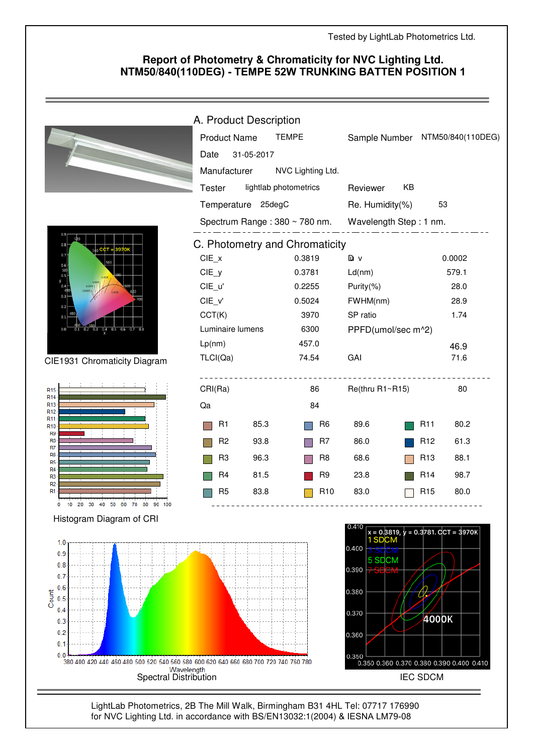Tested by LightLab Photometrics Ltd.

# Report of Photometry & Chromaticity for NVC Lighting Ltd.
# NTM50/840(110DEG) - TEMPE 52W TRUNKING BATTEN POSITION 1

## A. Product Description

| | | | |
|---|---|---|---|
| Product Name | TEMPE | Sample Number | NTM50/840(110DEG) |
| Date | 31-05-2017 | | |
| Manufacturer | NVC Lighting Ltd. | | |
| Tester | lightlab photometrics | Reviewer | KB |
| Temperature | 25degC | Re. Humidity(%) | 53 |
| Spectrum Range : 380 ~ 780 nm. | | Wavelength Step : 1 nm. | |

## C. Photometry and Chromaticity

| | | | |
|---|---|---|---|
| CIE_x | 0.3819 | Duv | 0.0002 |
| CIE_y | 0.3781 | Ld(nm) | 579.1 |
| CIE_u' | 0.2255 | Purity(%) | 28.0 |
| CIE_v' | 0.5024 | FWHM(nm) | 28.9 |
| CCT(K) | 3970 | SP ratio | 1.74 |
| Luminaire lumens | 6300 | PPFD(umol/sec m^2) | 46.9 |
| Lp(nm) | 457.0 | | |
| TLCI(Qa) | 74.54 | GAI | 71.6 |

| | | | |
|---|---|---|---|
| CRI(Ra) | 86 | Re(thru R1~R15) | 80 |
| Qa | 84 | | |

| | | | | | |
|---|---|---|---|---|---|
| R1 | 85.3 | R6 | 89.6 | R11 | 80.2 |
| R2 | 93.8 | R7 | 86.0 | R12 | 61.3 |
| R3 | 96.3 | R8 | 68.6 | R13 | 88.1 |
| R4 | 81.5 | R9 | 23.8 | R14 | 98.7 |
| R5 | 83.8 | R10 | 83.0 | R15 | 80.0 |

CIE1931 ChromatICITY Diagram

Histogram Diagram of CRI

Spectral Distribution

IEC SDCM

LightLab Photometrics, 2B The Mill Walk, Birmingham B31 4HL Tel: 07717 176990
for NVC Lighting Ltd. in accordance with BS/EN13032:1(2004) & IESNA LM79-08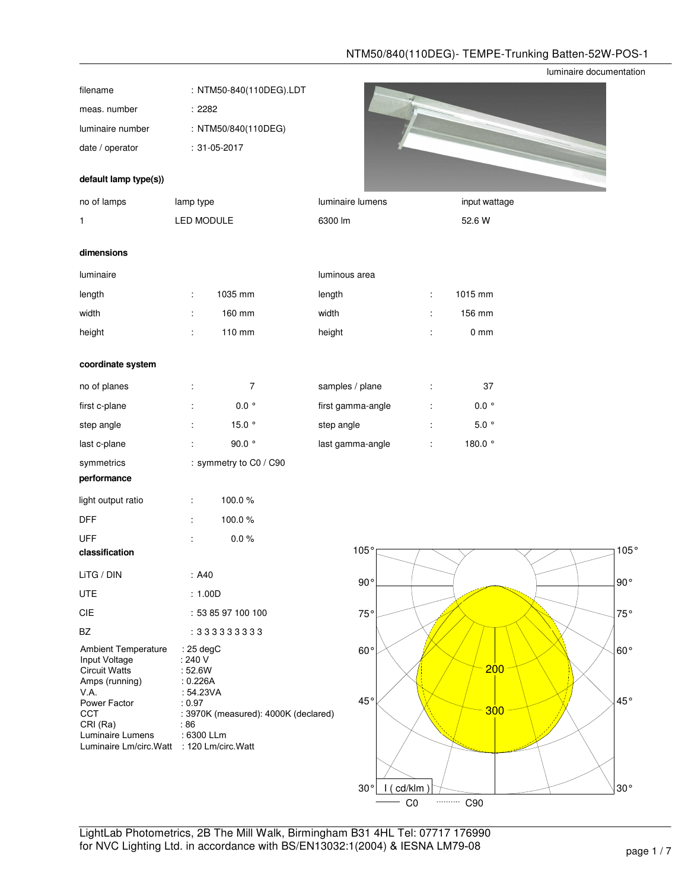# NTM50/840(110DEG)- TEMPE-Trunking Batten-52W-POS-1

luminaire documentation

| | |
|---|---|
| filename | : NTM50-840(110DEG).LDT |
| meas. number | : 2282 |
| luminaire number | : NTM50/840(110DEG) |
| date / operator | : 31-05-2017 |

**default lamp type(s))**

| no of lamps | lamp type | luminaire lumens | input wattage |
|---|---|---|---|
| 1 | LED MODULE | 6300 lm | 52.6 W |

**dimensions**

| luminaire | | | luminous area | | |
|---|---|---|---|---|---|
| length | : | 1035 mm | length | : | 1015 mm |
| width | : | 160 mm | width | : | 156 mm |
| height | : | 110 mm | height | : | 0 mm |

**coordinate system**

| | | | | | |
|---|---|---|---|---|---|
| no of planes | : | 7 | samples / plane | : | 37 |
| first c-plane | : | 0.0 ° | first gamma-angle | : | 0.0 ° |
| step angle | : | 15.0 ° | step angle | : | 5.0 ° |
| last c-plane | : | 90.0 ° | last gamma-angle | : | 180.0 ° |
| symmetrics | : symmetry to C0 / C90 | | | | |

**performance**

| | | |
|---|---|---|
| light output ratio | : | 100.0 % |
| DFF | : | 100.0 % |
| UFF | : | 0.0 % |

**classification**

| | |
|---|---|
| LiTG / DIN | : A40 |
| UTE | : 1.00D |
| CIE | : 53 85 97 100 100 |
| BZ | : 3 3 3 3 3 3 3 3 3 |

| | |
|---|---|
| Ambient Temperature | : 25 degC |
| Input Voltage | : 240 V |
| Circuit Watts | : 52.6W |
| Amps (running) | : 0.226A |
| V.A. | : 54.23VA |
| Power Factor | : 0.97 |
| CCT | : 3970K (measured): 4000K (declared) |
| CRI (Ra) | : 86 |
| Luminaire Lumens | : 6300 LLm |
| Luminaire Lm/circ.Watt | : 120 Lm/circ.Watt |

105° 90° 75° 60° 45° 30° 200 300 I ( cd/klm ) C0 C90

LightLab Photometrics, 2B The Mill Walk, Birmingham B31 4HL Tel: 07717 176990
for NVC Lighting Ltd. in accordance with BS/EN13032:1(2004) & IESNA LM79-08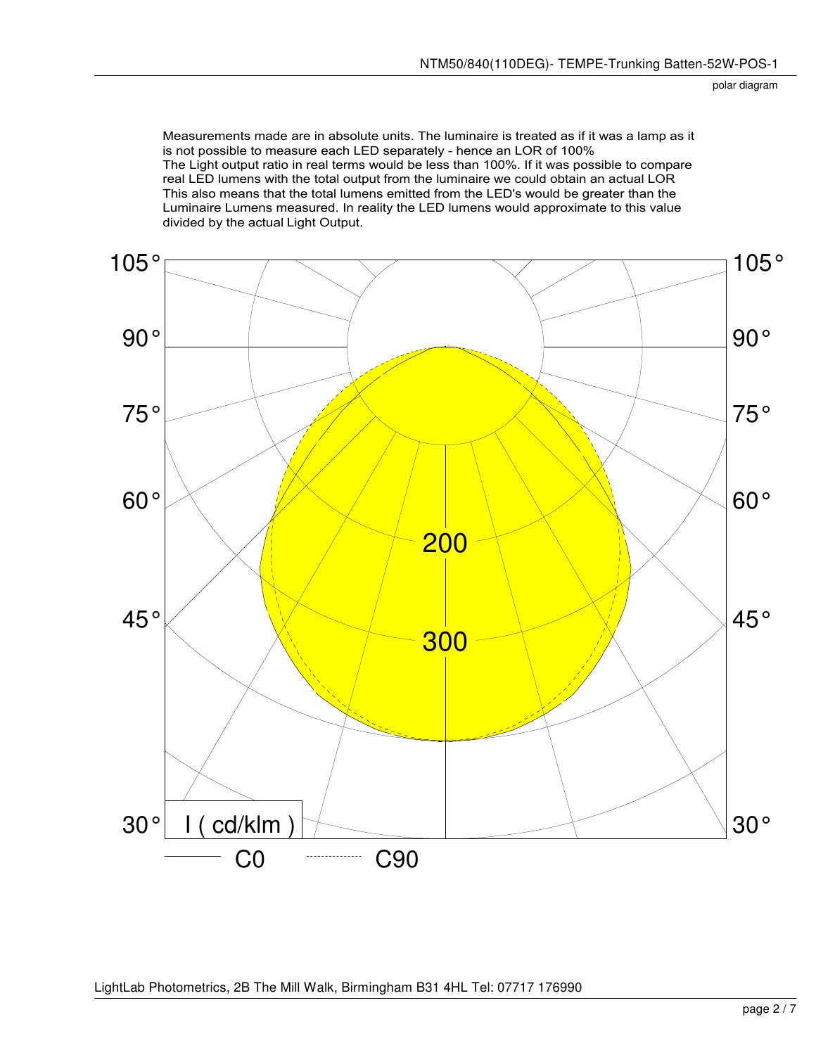polar diagram

Measurements made are in absolute units. The luminaire is treated as if it was a lamp as it is not possible to measure each LED separately - hence an LOR of 100%
The Light output ratio in real terms would be less than 100%. If it was possible to compare real LED lumens with the total output from the luminaire we could obtain an actual LOR
This also means that the total lumens emitted from the LED's would be greater than the Luminaire Lumens measured. In reality the LED lumens would approximate to this value divided by the actual Light Output.

105° 90° 75° 60° 45° 30°

200
300

I ( cd/klm )

C0 C90

LightLab Photometrics, 2B The Mill Walk, Birmingham B31 4HL Tel: 07717 176990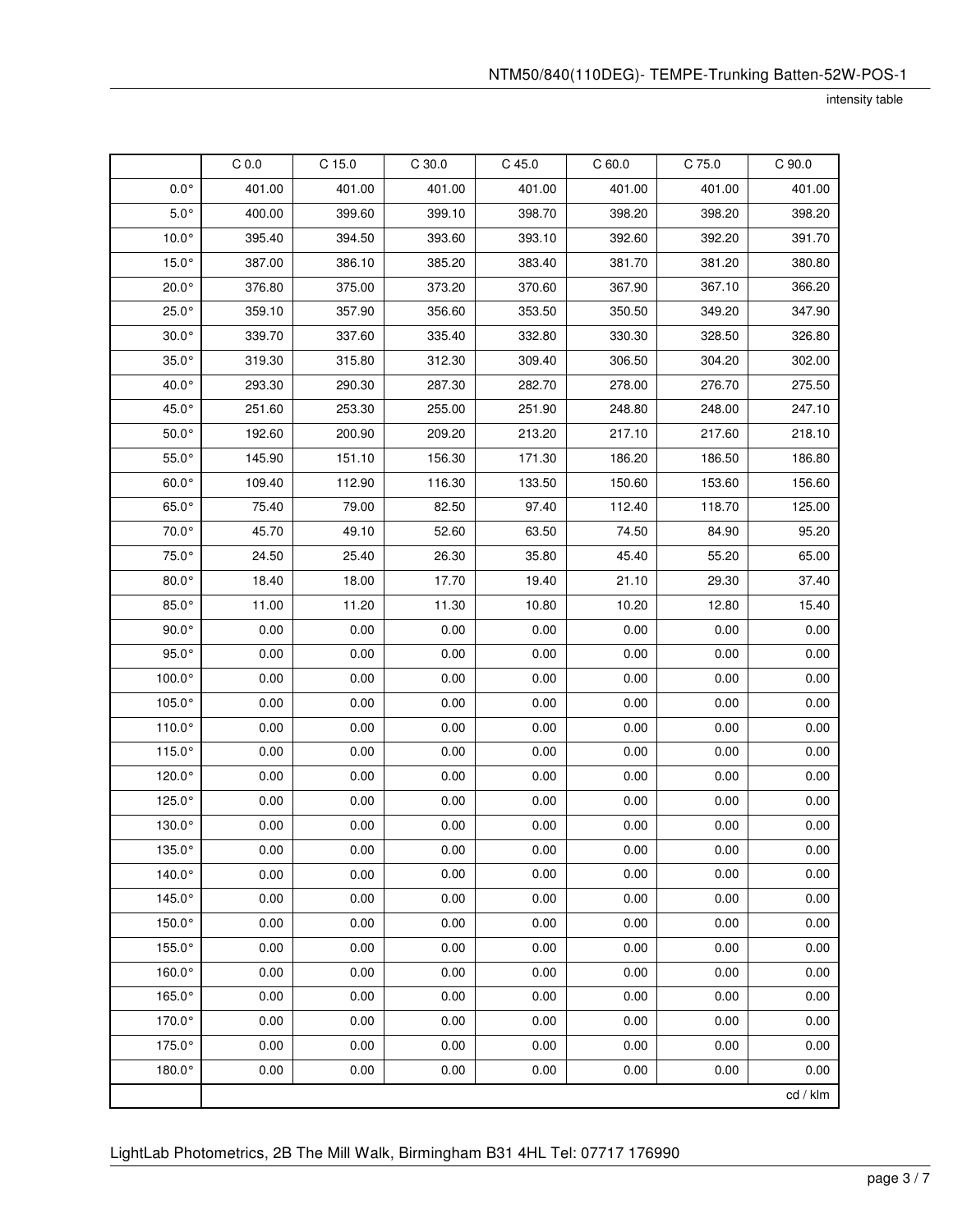intensity table

|  | C 0.0 | C 15.0 | C 30.0 | C 45.0 | C 60.0 | C 75.0 | C 90.0 |
|---|---|---|---|---|---|---|---|
| 0.0° | 401.00 | 401.00 | 401.00 | 401.00 | 401.00 | 401.00 | 401.00 |
| 5.0° | 400.00 | 399.60 | 399.10 | 398.70 | 398.20 | 398.20 | 398.20 |
| 10.0° | 395.40 | 394.50 | 393.60 | 393.10 | 392.60 | 392.20 | 391.70 |
| 15.0° | 387.00 | 386.10 | 385.20 | 383.40 | 381.70 | 381.20 | 380.80 |
| 20.0° | 376.80 | 375.00 | 373.20 | 370.60 | 367.90 | 367.10 | 366.20 |
| 25.0° | 359.10 | 357.90 | 356.60 | 353.50 | 350.50 | 349.20 | 347.90 |
| 30.0° | 339.70 | 337.60 | 335.40 | 332.80 | 330.30 | 328.50 | 326.80 |
| 35.0° | 319.30 | 315.80 | 312.30 | 309.40 | 306.50 | 304.20 | 302.00 |
| 40.0° | 293.30 | 290.30 | 287.30 | 282.70 | 278.00 | 276.70 | 275.50 |
| 45.0° | 251.60 | 253.30 | 255.00 | 251.90 | 248.80 | 248.00 | 247.10 |
| 50.0° | 192.60 | 200.90 | 209.20 | 213.20 | 217.10 | 217.60 | 218.10 |
| 55.0° | 145.90 | 151.10 | 156.30 | 171.30 | 186.20 | 186.50 | 186.80 |
| 60.0° | 109.40 | 112.90 | 116.30 | 133.50 | 150.60 | 153.60 | 156.60 |
| 65.0° | 75.40 | 79.00 | 82.50 | 97.40 | 112.40 | 118.70 | 125.00 |
| 70.0° | 45.70 | 49.10 | 52.60 | 63.50 | 74.50 | 84.90 | 95.20 |
| 75.0° | 24.50 | 25.40 | 26.30 | 35.80 | 45.40 | 55.20 | 65.00 |
| 80.0° | 18.40 | 18.00 | 17.70 | 19.40 | 21.10 | 29.30 | 37.40 |
| 85.0° | 11.00 | 11.20 | 11.30 | 10.80 | 10.20 | 12.80 | 15.40 |
| 90.0° | 0.00 | 0.00 | 0.00 | 0.00 | 0.00 | 0.00 | 0.00 |
| 95.0° | 0.00 | 0.00 | 0.00 | 0.00 | 0.00 | 0.00 | 0.00 |
| 100.0° | 0.00 | 0.00 | 0.00 | 0.00 | 0.00 | 0.00 | 0.00 |
| 105.0° | 0.00 | 0.00 | 0.00 | 0.00 | 0.00 | 0.00 | 0.00 |
| 110.0° | 0.00 | 0.00 | 0.00 | 0.00 | 0.00 | 0.00 | 0.00 |
| 115.0° | 0.00 | 0.00 | 0.00 | 0.00 | 0.00 | 0.00 | 0.00 |
| 120.0° | 0.00 | 0.00 | 0.00 | 0.00 | 0.00 | 0.00 | 0.00 |
| 125.0° | 0.00 | 0.00 | 0.00 | 0.00 | 0.00 | 0.00 | 0.00 |
| 130.0° | 0.00 | 0.00 | 0.00 | 0.00 | 0.00 | 0.00 | 0.00 |
| 135.0° | 0.00 | 0.00 | 0.00 | 0.00 | 0.00 | 0.00 | 0.00 |
| 140.0° | 0.00 | 0.00 | 0.00 | 0.00 | 0.00 | 0.00 | 0.00 |
| 145.0° | 0.00 | 0.00 | 0.00 | 0.00 | 0.00 | 0.00 | 0.00 |
| 150.0° | 0.00 | 0.00 | 0.00 | 0.00 | 0.00 | 0.00 | 0.00 |
| 155.0° | 0.00 | 0.00 | 0.00 | 0.00 | 0.00 | 0.00 | 0.00 |
| 160.0° | 0.00 | 0.00 | 0.00 | 0.00 | 0.00 | 0.00 | 0.00 |
| 165.0° | 0.00 | 0.00 | 0.00 | 0.00 | 0.00 | 0.00 | 0.00 |
| 170.0° | 0.00 | 0.00 | 0.00 | 0.00 | 0.00 | 0.00 | 0.00 |
| 175.0° | 0.00 | 0.00 | 0.00 | 0.00 | 0.00 | 0.00 | 0.00 |
| 180.0° | 0.00 | 0.00 | 0.00 | 0.00 | 0.00 | 0.00 | 0.00 |
|  |  |  |  |  |  |  | cd / klm |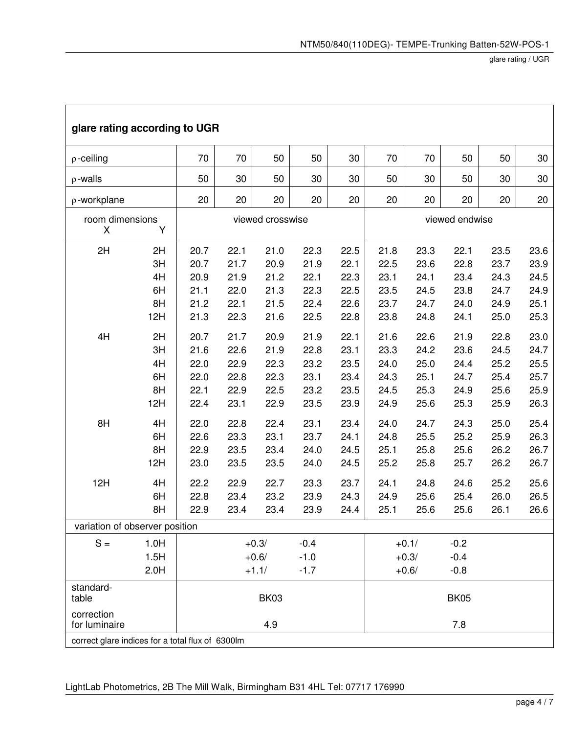## glare rating according to UGR

| ρ-ceiling | | 70 | 70 | 50 | 50 | 30 | 70 | 70 | 50 | 50 | 30 |
|---|---|---|---|---|---|---|---|---|---|---|---|
| ρ-walls | | 50 | 30 | 50 | 30 | 30 | 50 | 30 | 50 | 30 | 30 |
| ρ-workplane | | 20 | 20 | 20 | 20 | 20 | 20 | 20 | 20 | 20 | 20 |
| room dimensions X | Y | viewed crosswise | | | | | viewed endwise | | | | |
| 2H | 2H | 20.7 | 22.1 | 21.0 | 22.3 | 22.5 | 21.8 | 23.3 | 22.1 | 23.5 | 23.6 |
| | 3H | 20.7 | 21.7 | 20.9 | 21.9 | 22.1 | 22.5 | 23.6 | 22.8 | 23.7 | 23.9 |
| | 4H | 20.9 | 21.9 | 21.2 | 22.1 | 22.3 | 23.1 | 24.1 | 23.4 | 24.3 | 24.5 |
| | 6H | 21.1 | 22.0 | 21.3 | 22.3 | 22.5 | 23.5 | 24.5 | 23.8 | 24.7 | 24.9 |
| | 8H | 21.2 | 22.1 | 21.5 | 22.4 | 22.6 | 23.7 | 24.7 | 24.0 | 24.9 | 25.1 |
| | 12H | 21.3 | 22.3 | 21.6 | 22.5 | 22.8 | 23.8 | 24.8 | 24.1 | 25.0 | 25.3 |
| 4H | 2H | 20.7 | 21.7 | 20.9 | 21.9 | 22.1 | 21.6 | 22.6 | 21.9 | 22.8 | 23.0 |
| | 3H | 21.6 | 22.6 | 21.9 | 22.8 | 23.1 | 23.3 | 24.2 | 23.6 | 24.5 | 24.7 |
| | 4H | 22.0 | 22.9 | 22.3 | 23.2 | 23.5 | 24.0 | 25.0 | 24.4 | 25.2 | 25.5 |
| | 6H | 22.0 | 22.8 | 22.3 | 23.1 | 23.4 | 24.3 | 25.1 | 24.7 | 25.4 | 25.7 |
| | 8H | 22.1 | 22.9 | 22.5 | 23.2 | 23.5 | 24.5 | 25.3 | 24.9 | 25.6 | 25.9 |
| | 12H | 22.4 | 23.1 | 22.9 | 23.5 | 23.9 | 24.9 | 25.6 | 25.3 | 25.9 | 26.3 |
| 8H | 4H | 22.0 | 22.8 | 22.4 | 23.1 | 23.4 | 24.0 | 24.7 | 24.3 | 25.0 | 25.4 |
| | 6H | 22.6 | 23.3 | 23.1 | 23.7 | 24.1 | 24.8 | 25.5 | 25.2 | 25.9 | 26.3 |
| | 8H | 22.9 | 23.5 | 23.4 | 24.0 | 24.5 | 25.1 | 25.8 | 25.6 | 26.2 | 26.7 |
| | 12H | 23.0 | 23.5 | 23.5 | 24.0 | 24.5 | 25.2 | 25.8 | 25.7 | 26.2 | 26.7 |
| 12H | 4H | 22.2 | 22.9 | 22.7 | 23.3 | 23.7 | 24.1 | 24.8 | 24.6 | 25.2 | 25.6 |
| | 6H | 22.8 | 23.4 | 23.2 | 23.9 | 24.3 | 24.9 | 25.6 | 25.4 | 26.0 | 26.5 |
| | 8H | 22.9 | 23.4 | 23.4 | 23.9 | 24.4 | 25.1 | 25.6 | 25.6 | 26.1 | 26.6 |
| variation of observer position | | | | | | | | | | | |
| S = | 1.0H | +0.3/ -0.4 | | | | | +0.1/ -0.2 | | | | |
| | 1.5H | +0.6/ -1.0 | | | | | +0.3/ -0.4 | | | | |
| | 2.0H | +1.1/ -1.7 | | | | | +0.6/ -0.8 | | | | |
| standard-table | | BK03 | | | | | BK05 | | | | |
| correction for luminaire | | 4.9 | | | | | 7.8 | | | | |
| correct glare indices for a total flux of 6300lm | | | | | | | | | | | |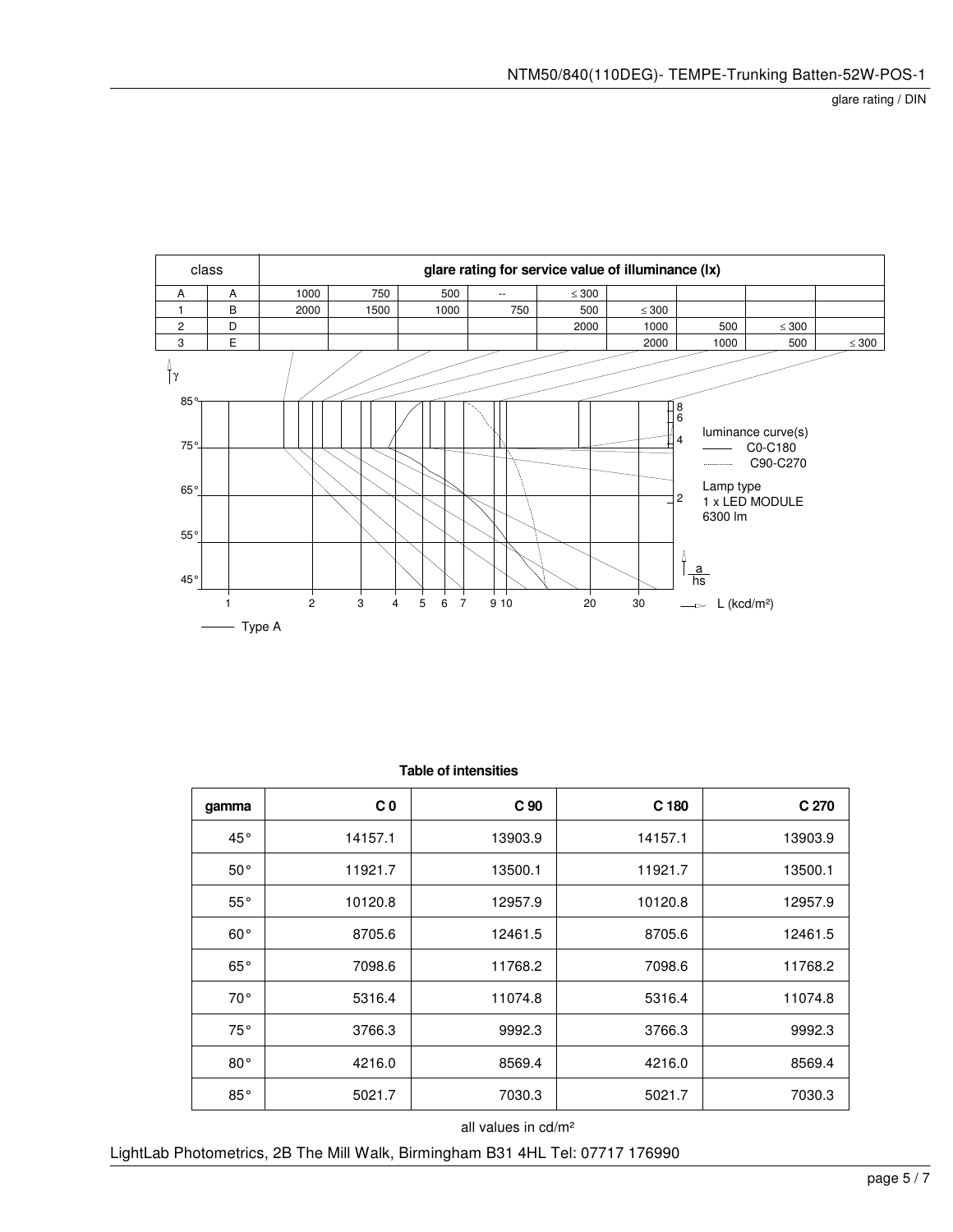glare rating / DIN

| class | | glare rating for service value of illuminance (lx) | | | | | | | | |
|---|---|---|---|---|---|---|---|---|---|---|
| A | A | 1000 | 750 | 500 | -- | ≤ 300 | | | | |
| 1 | B | 2000 | 1500 | 1000 | 750 | 500 | ≤ 300 | | | |
| 2 | D | | | | | 2000 | 1000 | 500 | ≤ 300 | |
| 3 | E | | | | | | 2000 | 1000 | 500 | ≤ 300 |

γ

85°
75°
65°
55°
45°

1 2 3 4 5 6 7 9 10 20 30 L (kcd/m²)

8
6
4
2

a/hs

luminance curve(s)
—— C0-C180
........ C90-C270

Lamp type
1 x LED MODULE
6300 lm

—— Type A

**Table of intensities**

| gamma | C 0 | C 90 | C 180 | C 270 |
|---|---|---|---|---|
| 45° | 14157.1 | 13903.9 | 14157.1 | 13903.9 |
| 50° | 11921.7 | 13500.1 | 11921.7 | 13500.1 |
| 55° | 10120.8 | 12957.9 | 10120.8 | 12957.9 |
| 60° | 8705.6 | 12461.5 | 8705.6 | 12461.5 |
| 65° | 7098.6 | 11768.2 | 7098.6 | 11768.2 |
| 70° | 5316.4 | 11074.8 | 5316.4 | 11074.8 |
| 75° | 3766.3 | 9992.3 | 3766.3 | 9992.3 |
| 80° | 4216.0 | 8569.4 | 4216.0 | 8569.4 |
| 85° | 5021.7 | 7030.3 | 5021.7 | 7030.3 |

all values in cd/m²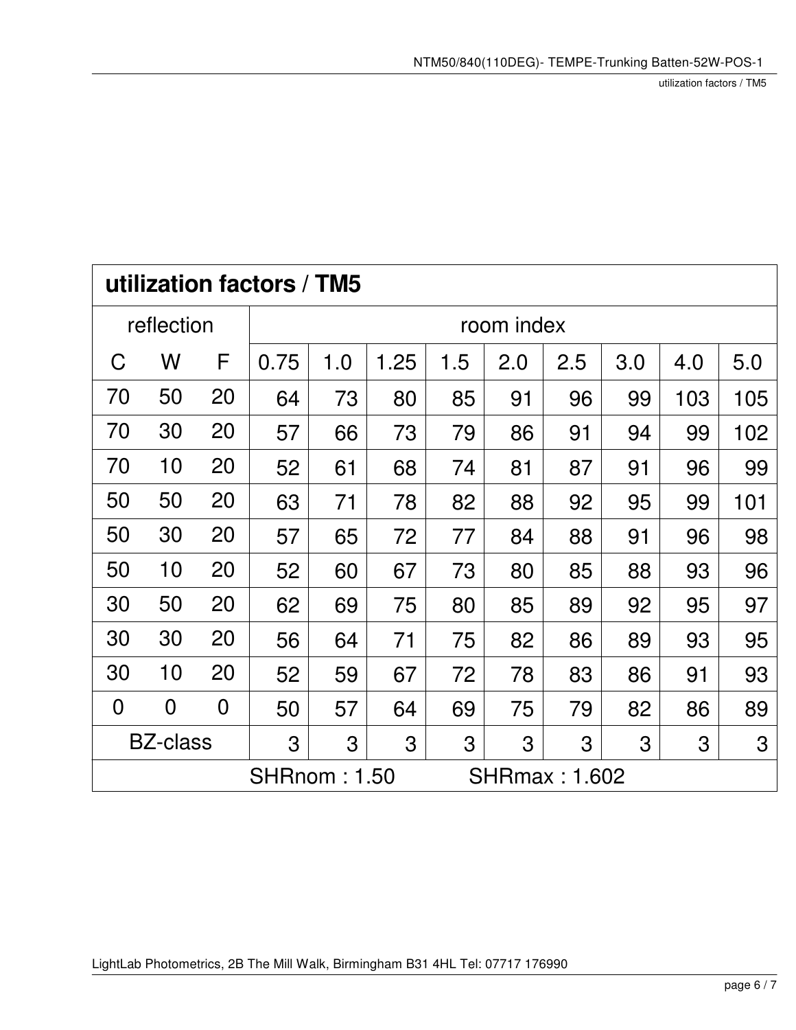## utilization factors / TM5

| reflection | | | room index | | | | | | | | |
|---|---|---|---|---|---|---|---|---|---|---|---|
| C | W | F | 0.75 | 1.0 | 1.25 | 1.5 | 2.0 | 2.5 | 3.0 | 4.0 | 5.0 |
| 70 | 50 | 20 | 64 | 73 | 80 | 85 | 91 | 96 | 99 | 103 | 105 |
| 70 | 30 | 20 | 57 | 66 | 73 | 79 | 86 | 91 | 94 | 99 | 102 |
| 70 | 10 | 20 | 52 | 61 | 68 | 74 | 81 | 87 | 91 | 96 | 99 |
| 50 | 50 | 20 | 63 | 71 | 78 | 82 | 88 | 92 | 95 | 99 | 101 |
| 50 | 30 | 20 | 57 | 65 | 72 | 77 | 84 | 88 | 91 | 96 | 98 |
| 50 | 10 | 20 | 52 | 60 | 67 | 73 | 80 | 85 | 88 | 93 | 96 |
| 30 | 50 | 20 | 62 | 69 | 75 | 80 | 85 | 89 | 92 | 95 | 97 |
| 30 | 30 | 20 | 56 | 64 | 71 | 75 | 82 | 86 | 89 | 93 | 95 |
| 30 | 10 | 20 | 52 | 59 | 67 | 72 | 78 | 83 | 86 | 91 | 93 |
| 0 | 0 | 0 | 50 | 57 | 64 | 69 | 75 | 79 | 82 | 86 | 89 |
| BZ-class | | | 3 | 3 | 3 | 3 | 3 | 3 | 3 | 3 | 3 |

SHRnom : 1.50 SHRmax : 1.602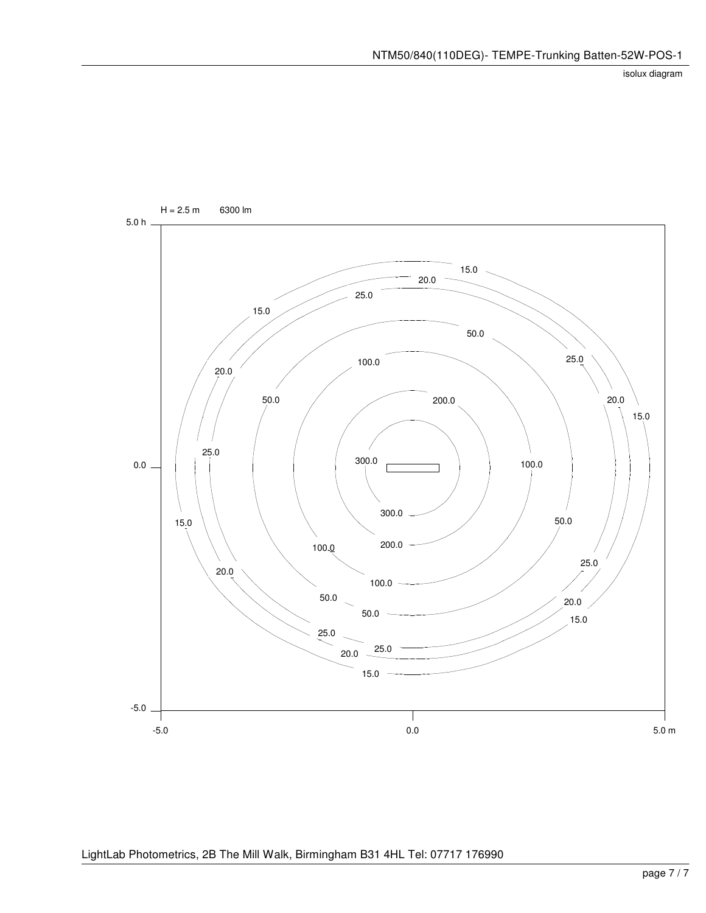isolux diagram

H = 2.5 m　　6300 lm

5.0 h

0.0

-5.0

-5.0　　0.0　　5.0 m

15.0
20.0
25.0
15.0
50.0
20.0
100.0
25.0
50.0
200.0
20.0
15.0
25.0
300.0
100.0
300.0
50.0
15.0
200.0
100.0
25.0
20.0
100.0
20.0
50.0
15.0
50.0
25.0
25.0
20.0
15.0